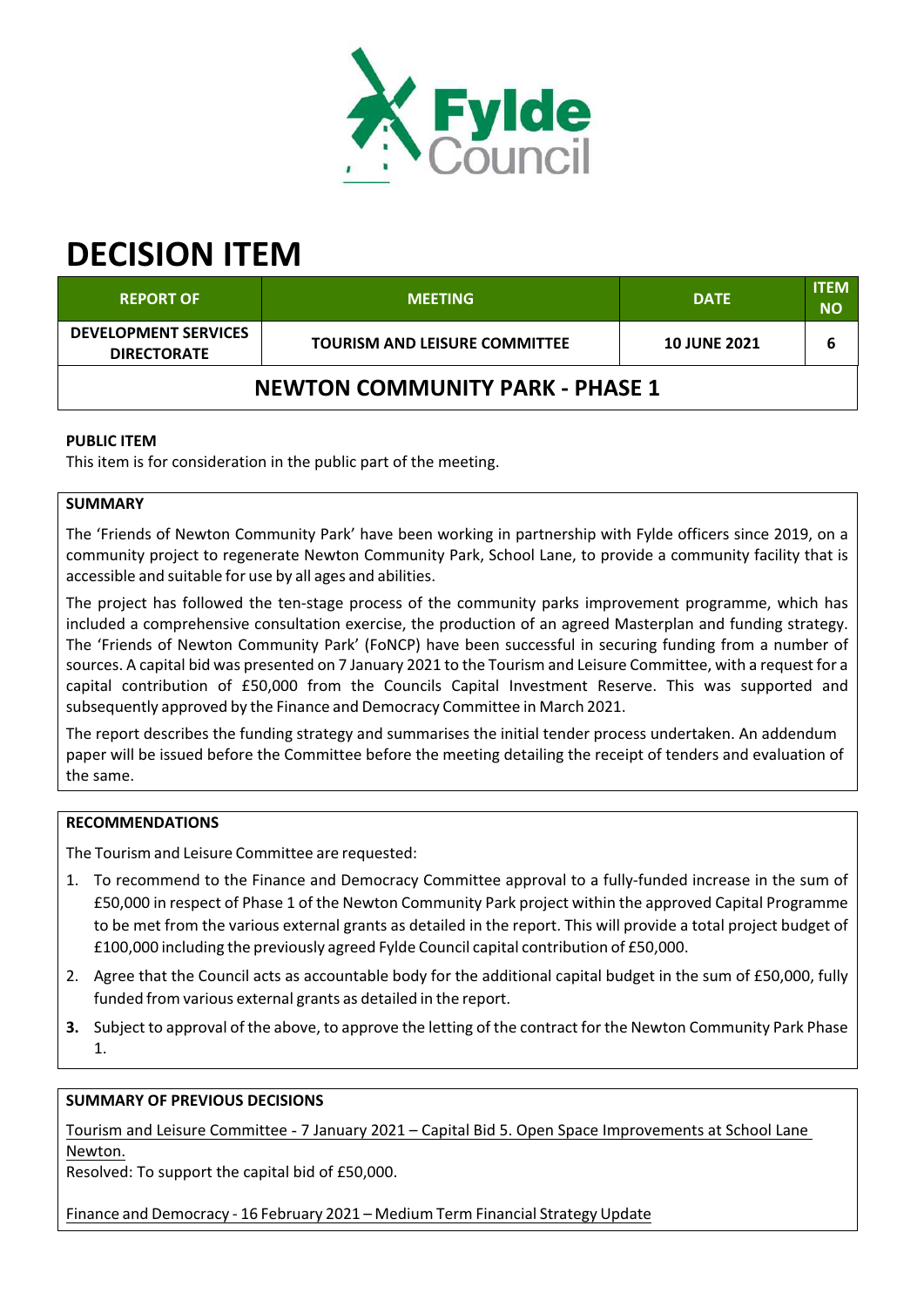# DECISION ITEM

| REPORT OF | MEETING | DATE | ITEM NO |
|---|---|---|---|
| DEVELOPMENT SERVICES DIRECTORATE | TOURISM AND LEISURE COMMITTEE | 10 JUNE 2021 | 6 |

## NEWTON COMMUNITY PARK - PHASE 1

**PUBLIC ITEM**

This item is for consideration in the public part of the meeting.

**SUMMARY**

The 'Friends of Newton Community Park' have been working in partnership with Fylde officers since 2019, on a community project to regenerate Newton Community Park, School Lane, to provide a community facility that is accessible and suitable for use by all ages and abilities.

The project has followed the ten-stage process of the community parks improvement programme, which has included a comprehensive consultation exercise, the production of an agreed Masterplan and funding strategy. The 'Friends of Newton Community Park' (FoNCP) have been successful in securing funding from a number of sources. A capital bid was presented on 7 January 2021 to the Tourism and Leisure Committee, with a request for a capital contribution of £50,000 from the Councils Capital Investment Reserve. This was supported and subsequently approved by the Finance and Democracy Committee in March 2021.

The report describes the funding strategy and summarises the initial tender process undertaken. An addendum paper will be issued before the Committee before the meeting detailing the receipt of tenders and evaluation of the same.

**RECOMMENDATIONS**

The Tourism and Leisure Committee are requested:

1. To recommend to the Finance and Democracy Committee approval to a fully-funded increase in the sum of £50,000 in respect of Phase 1 of the Newton Community Park project within the approved Capital Programme to be met from the various external grants as detailed in the report. This will provide a total project budget of £100,000 including the previously agreed Fylde Council capital contribution of £50,000.
2. Agree that the Council acts as accountable body for the additional capital budget in the sum of £50,000, fully funded from various external grants as detailed in the report.
3. Subject to approval of the above, to approve the letting of the contract for the Newton Community Park Phase 1.

**SUMMARY OF PREVIOUS DECISIONS**

Tourism and Leisure Committee - 7 January 2021 – Capital Bid 5. Open Space Improvements at School Lane Newton.

Resolved: To support the capital bid of £50,000.

Finance and Democracy - 16 February 2021 – Medium Term Financial Strategy Update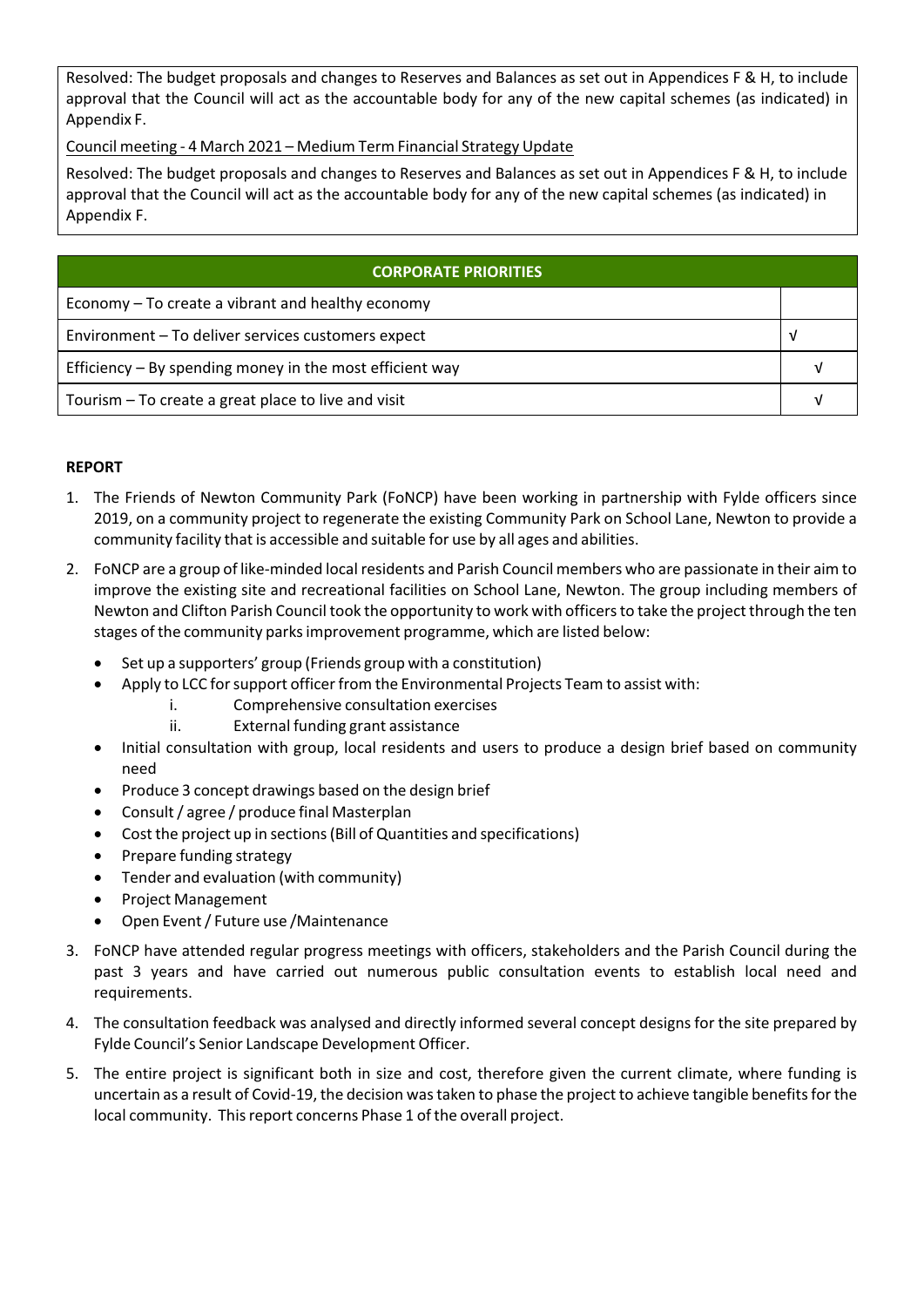Resolved: The budget proposals and changes to Reserves and Balances as set out in Appendices F & H, to include approval that the Council will act as the accountable body for any of the new capital schemes (as indicated) in Appendix F.

Council meeting - 4 March 2021 – Medium Term Financial Strategy Update

Resolved: The budget proposals and changes to Reserves and Balances as set out in Appendices F & H, to include approval that the Council will act as the accountable body for any of the new capital schemes (as indicated) in Appendix F.

| CORPORATE PRIORITIES | |
|---|---|
| Economy – To create a vibrant and healthy economy | |
| Environment – To deliver services customers expect | √ |
| Efficiency – By spending money in the most efficient way | √ |
| Tourism – To create a great place to live and visit | √ |

**REPORT**

1. The Friends of Newton Community Park (FoNCP) have been working in partnership with Fylde officers since 2019, on a community project to regenerate the existing Community Park on School Lane, Newton to provide a community facility that is accessible and suitable for use by all ages and abilities.
2. FoNCP are a group of like-minded local residents and Parish Council members who are passionate in their aim to improve the existing site and recreational facilities on School Lane, Newton. The group including members of Newton and Clifton Parish Council took the opportunity to work with officers to take the project through the ten stages of the community parks improvement programme, which are listed below:
   - Set up a supporters' group (Friends group with a constitution)
   - Apply to LCC for support officer from the Environmental Projects Team to assist with:
     i. Comprehensive consultation exercises
     ii. External funding grant assistance
   - Initial consultation with group, local residents and users to produce a design brief based on community need
   - Produce 3 concept drawings based on the design brief
   - Consult / agree / produce final Masterplan
   - Cost the project up in sections (Bill of Quantities and specifications)
   - Prepare funding strategy
   - Tender and evaluation (with community)
   - Project Management
   - Open Event / Future use /Maintenance
3. FoNCP have attended regular progress meetings with officers, stakeholders and the Parish Council during the past 3 years and have carried out numerous public consultation events to establish local need and requirements.
4. The consultation feedback was analysed and directly informed several concept designs for the site prepared by Fylde Council's Senior Landscape Development Officer.
5. The entire project is significant both in size and cost, therefore given the current climate, where funding is uncertain as a result of Covid-19, the decision was taken to phase the project to achieve tangible benefits for the local community. This report concerns Phase 1 of the overall project.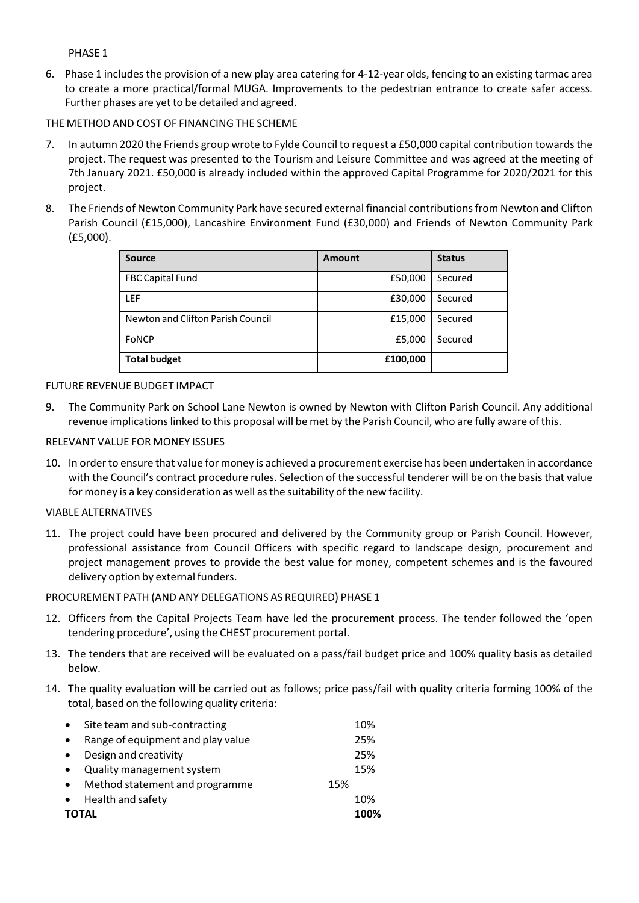PHASE 1

6. Phase 1 includes the provision of a new play area catering for 4-12-year olds, fencing to an existing tarmac area to create a more practical/formal MUGA. Improvements to the pedestrian entrance to create safer access. Further phases are yet to be detailed and agreed.

THE METHOD AND COST OF FINANCING THE SCHEME

7. In autumn 2020 the Friends group wrote to Fylde Council to request a £50,000 capital contribution towards the project. The request was presented to the Tourism and Leisure Committee and was agreed at the meeting of 7th January 2021. £50,000 is already included within the approved Capital Programme for 2020/2021 for this project.

8. The Friends of Newton Community Park have secured external financial contributions from Newton and Clifton Parish Council (£15,000), Lancashire Environment Fund (£30,000) and Friends of Newton Community Park (£5,000).

| Source | Amount | Status |
|---|---|---|
| FBC Capital Fund | £50,000 | Secured |
| LEF | £30,000 | Secured |
| Newton and Clifton Parish Council | £15,000 | Secured |
| FoNCP | £5,000 | Secured |
| **Total budget** | **£100,000** | |

FUTURE REVENUE BUDGET IMPACT

9. The Community Park on School Lane Newton is owned by Newton with Clifton Parish Council. Any additional revenue implications linked to this proposal will be met by the Parish Council, who are fully aware of this.

RELEVANT VALUE FOR MONEY ISSUES

10. In order to ensure that value for money is achieved a procurement exercise has been undertaken in accordance with the Council's contract procedure rules. Selection of the successful tenderer will be on the basis that value for money is a key consideration as well as the suitability of the new facility.

VIABLE ALTERNATIVES

11. The project could have been procured and delivered by the Community group or Parish Council. However, professional assistance from Council Officers with specific regard to landscape design, procurement and project management proves to provide the best value for money, competent schemes and is the favoured delivery option by external funders.

PROCUREMENT PATH (AND ANY DELEGATIONS AS REQUIRED) PHASE 1

12. Officers from the Capital Projects Team have led the procurement process. The tender followed the 'open tendering procedure', using the CHEST procurement portal.

13. The tenders that are received will be evaluated on a pass/fail budget price and 100% quality basis as detailed below.

14. The quality evaluation will be carried out as follows; price pass/fail with quality criteria forming 100% of the total, based on the following quality criteria:

| Criteria | Weighting |
|---|---|
| • Site team and sub-contracting | 10% |
| • Range of equipment and play value | 25% |
| • Design and creativity | 25% |
| • Quality management system | 15% |
| • Method statement and programme | 15% |
| • Health and safety | 10% |
| **TOTAL** | **100%** |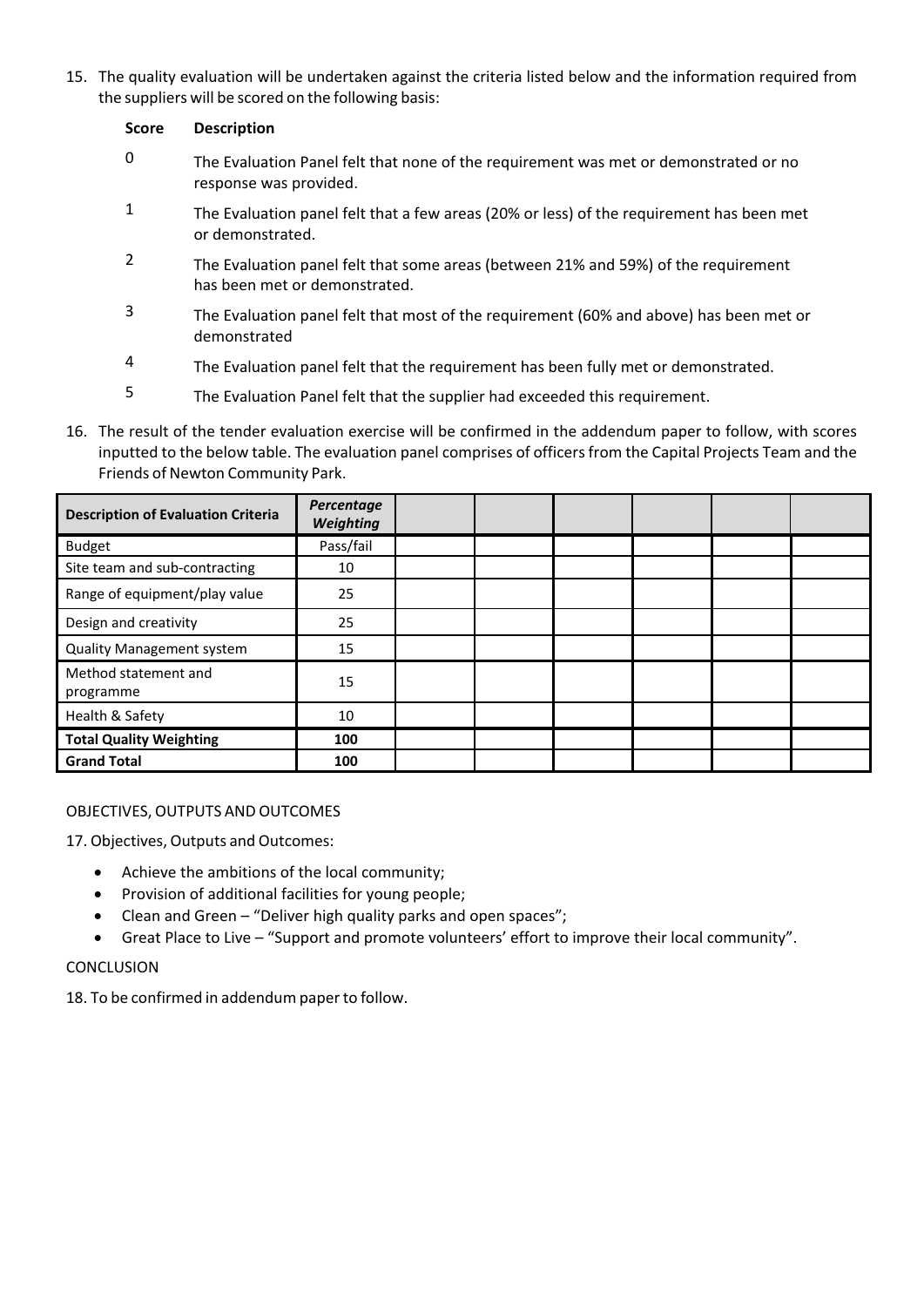15. The quality evaluation will be undertaken against the criteria listed below and the information required from the suppliers will be scored on the following basis:

| **Score** | **Description** |
|---|---|
| 0 | The Evaluation Panel felt that none of the requirement was met or demonstrated or no response was provided. |
| 1 | The Evaluation panel felt that a few areas (20% or less) of the requirement has been met or demonstrated. |
| 2 | The Evaluation panel felt that some areas (between 21% and 59%) of the requirement has been met or demonstrated. |
| 3 | The Evaluation panel felt that most of the requirement (60% and above) has been met or demonstrated |
| 4 | The Evaluation panel felt that the requirement has been fully met or demonstrated. |
| 5 | The Evaluation Panel felt that the supplier had exceeded this requirement. |

16. The result of the tender evaluation exercise will be confirmed in the addendum paper to follow, with scores inputted to the below table. The evaluation panel comprises of officers from the Capital Projects Team and the Friends of Newton Community Park.

| **Description of Evaluation Criteria** | ***Percentage Weighting*** | | | | | | |
|---|---|---|---|---|---|---|---|
| Budget | Pass/fail | | | | | | |
| Site team and sub-contracting | 10 | | | | | | |
| Range of equipment/play value | 25 | | | | | | |
| Design and creativity | 25 | | | | | | |
| Quality Management system | 15 | | | | | | |
| Method statement and programme | 15 | | | | | | |
| Health & Safety | 10 | | | | | | |
| **Total Quality Weighting** | **100** | | | | | | |
| **Grand Total** | **100** | | | | | | |

OBJECTIVES, OUTPUTS AND OUTCOMES

17. Objectives, Outputs and Outcomes:

- Achieve the ambitions of the local community;
- Provision of additional facilities for young people;
- Clean and Green – "Deliver high quality parks and open spaces";
- Great Place to Live – "Support and promote volunteers' effort to improve their local community".

CONCLUSION

18. To be confirmed in addendum paper to follow.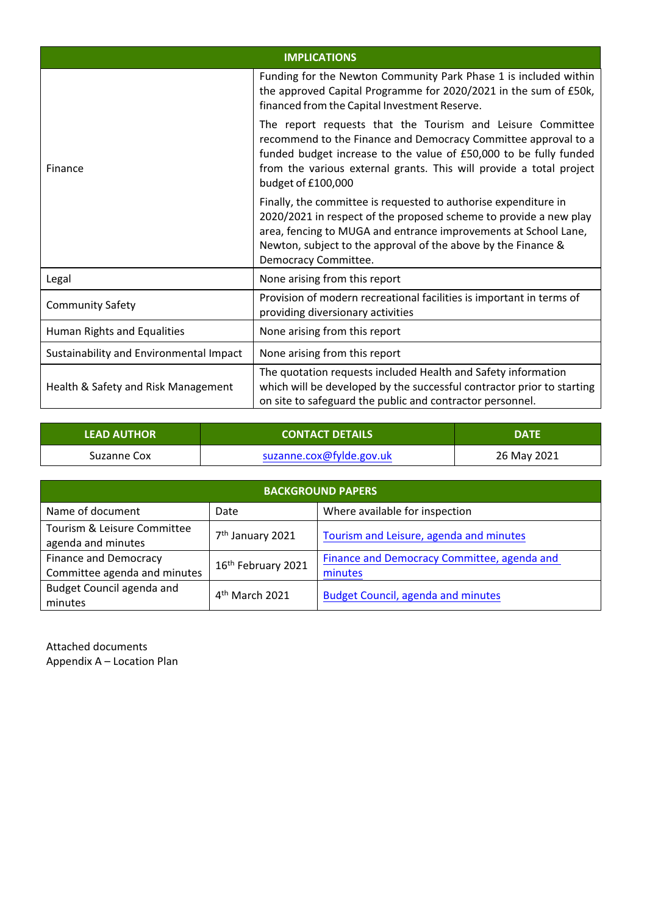| IMPLICATIONS | |
|---|---|
| Finance | Funding for the Newton Community Park Phase 1 is included within the approved Capital Programme for 2020/2021 in the sum of £50k, financed from the Capital Investment Reserve.<br><br>The report requests that the Tourism and Leisure Committee recommend to the Finance and Democracy Committee approval to a funded budget increase to the value of £50,000 to be fully funded from the various external grants. This will provide a total project budget of £100,000<br><br>Finally, the committee is requested to authorise expenditure in 2020/2021 in respect of the proposed scheme to provide a new play area, fencing to MUGA and entrance improvements at School Lane, Newton, subject to the approval of the above by the Finance & Democracy Committee. |
| Legal | None arising from this report |
| Community Safety | Provision of modern recreational facilities is important in terms of providing diversionary activities |
| Human Rights and Equalities | None arising from this report |
| Sustainability and Environmental Impact | None arising from this report |
| Health & Safety and Risk Management | The quotation requests included Health and Safety information which will be developed by the successful contractor prior to starting on site to safeguard the public and contractor personnel. |

| LEAD AUTHOR | CONTACT DETAILS | DATE |
|---|---|---|
| Suzanne Cox | suzanne.cox@fylde.gov.uk | 26 May 2021 |

| BACKGROUND PAPERS | | |
|---|---|---|
| Name of document | Date | Where available for inspection |
| Tourism & Leisure Committee agenda and minutes | 7th January 2021 | Tourism and Leisure, agenda and minutes |
| Finance and Democracy Committee agenda and minutes | 16th February 2021 | Finance and Democracy Committee, agenda and minutes |
| Budget Council agenda and minutes | 4th March 2021 | Budget Council, agenda and minutes |

Attached documents
Appendix A – Location Plan